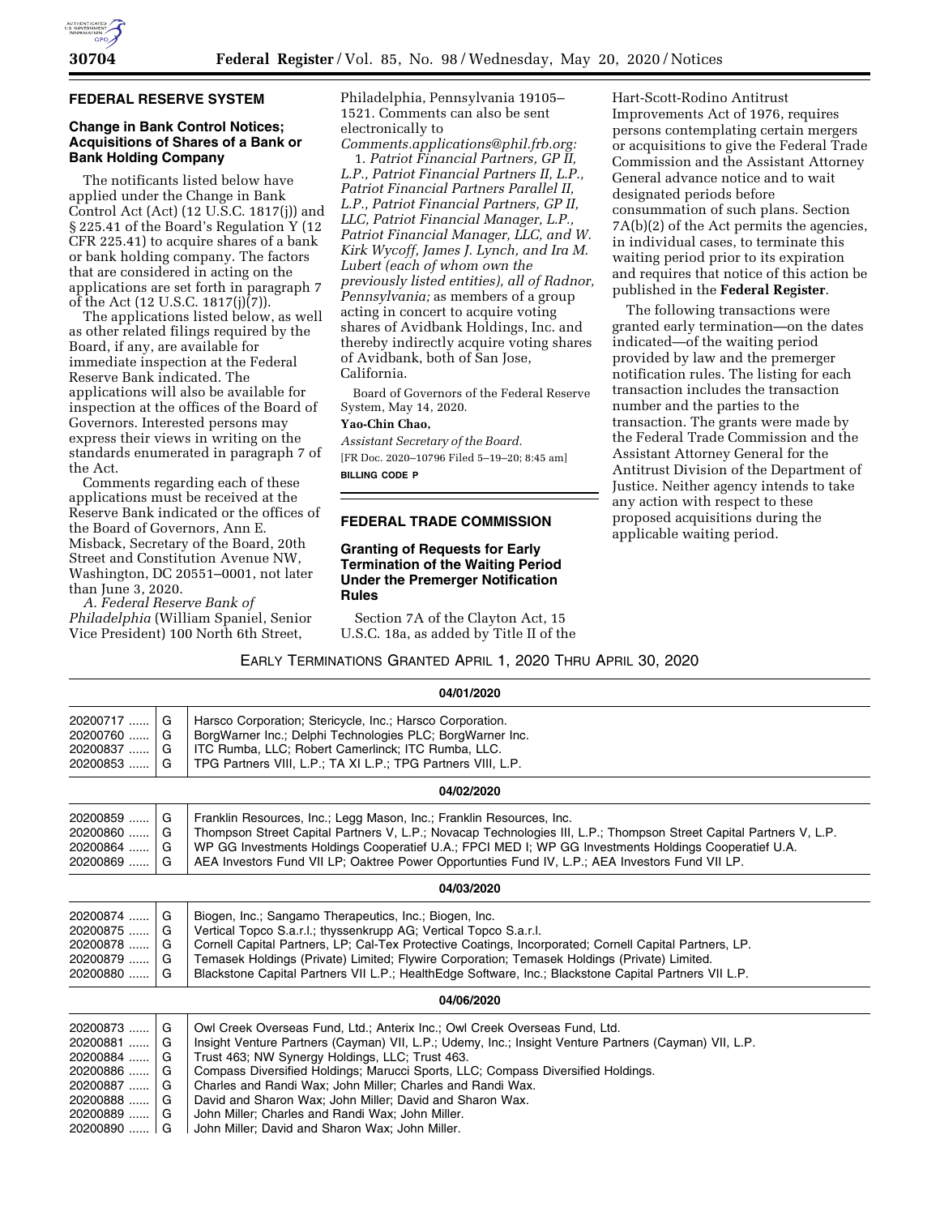## FEDERAL RESERVE SYSTEM

### Change in Bank Control Notices; Acquisitions of Shares of a Bank or Bank Holding Company

The notificants listed below have applied under the Change in Bank Control Act (Act) (12 U.S.C. 1817(j)) and § 225.41 of the Board's Regulation Y (12 CFR 225.41) to acquire shares of a bank or bank holding company. The factors that are considered in acting on the applications are set forth in paragraph 7 of the Act (12 U.S.C. 1817(j)(7)).

The applications listed below, as well as other related filings required by the Board, if any, are available for immediate inspection at the Federal Reserve Bank indicated. The applications will also be available for inspection at the offices of the Board of Governors. Interested persons may express their views in writing on the standards enumerated in paragraph 7 of the Act.

Comments regarding each of these applications must be received at the Reserve Bank indicated or the offices of the Board of Governors, Ann E. Misback, Secretary of the Board, 20th Street and Constitution Avenue NW, Washington, DC 20551–0001, not later than June 3, 2020.

*A. Federal Reserve Bank of Philadelphia* (William Spaniel, Senior Vice President) 100 North 6th Street, Philadelphia, Pennsylvania 19105–1521. Comments can also be sent electronically to *Comments.applications@phil.frb.org:*

1. *Patriot Financial Partners, GP II, L.P., Patriot Financial Partners II, L.P., Patriot Financial Partners Parallel II, L.P., Patriot Financial Partners, GP II, LLC, Patriot Financial Manager, L.P., Patriot Financial Manager, LLC, and W. Kirk Wycoff, James J. Lynch, and Ira M. Lubert (each of whom own the previously listed entities), all of Radnor, Pennsylvania;* as members of a group acting in concert to acquire voting shares of Avidbank Holdings, Inc. and thereby indirectly acquire voting shares of Avidbank, both of San Jose, California.

Board of Governors of the Federal Reserve System, May 14, 2020.

**Yao-Chin Chao,**

*Assistant Secretary of the Board.*

[FR Doc. 2020–10796 Filed 5–19–20; 8:45 am]

**BILLING CODE P**

## FEDERAL TRADE COMMISSION

### Granting of Requests for Early Termination of the Waiting Period Under the Premerger Notification Rules

Section 7A of the Clayton Act, 15 U.S.C. 18a, as added by Title II of the Hart-Scott-Rodino Antitrust Improvements Act of 1976, requires persons contemplating certain mergers or acquisitions to give the Federal Trade Commission and the Assistant Attorney General advance notice and to wait designated periods before consummation of such plans. Section 7A(b)(2) of the Act permits the agencies, in individual cases, to terminate this waiting period prior to its expiration and requires that notice of this action be published in the **Federal Register**.

The following transactions were granted early termination—on the dates indicated—of the waiting period provided by law and the premerger notification rules. The listing for each transaction includes the transaction number and the parties to the transaction. The grants were made by the Federal Trade Commission and the Assistant Attorney General for the Antitrust Division of the Department of Justice. Neither agency intends to take any action with respect to these proposed acquisitions during the applicable waiting period.

EARLY TERMINATIONS GRANTED APRIL 1, 2020 THRU APRIL 30, 2020

| | | |
|---|---|---|
| **04/01/2020** | | |
| 20200717 ...... | G | Harsco Corporation; Stericycle, Inc.; Harsco Corporation. |
| 20200760 ...... | G | BorgWarner Inc.; Delphi Technologies PLC; BorgWarner Inc. |
| 20200837 ...... | G | ITC Rumba, LLC; Robert Camerlinck; ITC Rumba, LLC. |
| 20200853 ...... | G | TPG Partners VIII, L.P.; TA XI L.P.; TPG Partners VIII, L.P. |
| **04/02/2020** | | |
| 20200859 ...... | G | Franklin Resources, Inc.; Legg Mason, Inc.; Franklin Resources, Inc. |
| 20200860 ...... | G | Thompson Street Capital Partners V, L.P.; Novacap Technologies III, L.P.; Thompson Street Capital Partners V, L.P. |
| 20200864 ...... | G | WP GG Investments Holdings Cooperatief U.A.; FPCI MED I; WP GG Investments Holdings Cooperatief U.A. |
| 20200869 ...... | G | AEA Investors Fund VII LP; Oaktree Power Opportunties Fund IV, L.P.; AEA Investors Fund VII LP. |
| **04/03/2020** | | |
| 20200874 ...... | G | Biogen, Inc.; Sangamo Therapeutics, Inc.; Biogen, Inc. |
| 20200875 ...... | G | Vertical Topco S.a.r.l.; thyssenkrupp AG; Vertical Topco S.a.r.l. |
| 20200878 ...... | G | Cornell Capital Partners, LP; Cal-Tex Protective Coatings, Incorporated; Cornell Capital Partners, LP. |
| 20200879 ...... | G | Temasek Holdings (Private) Limited; Flywire Corporation; Temasek Holdings (Private) Limited. |
| 20200880 ...... | G | Blackstone Capital Partners VII L.P.; HealthEdge Software, Inc.; Blackstone Capital Partners VII L.P. |
| **04/06/2020** | | |
| 20200873 ...... | G | Owl Creek Overseas Fund, Ltd.; Anterix Inc.; Owl Creek Overseas Fund, Ltd. |
| 20200881 ...... | G | Insight Venture Partners (Cayman) VII, L.P.; Udemy, Inc.; Insight Venture Partners (Cayman) VII, L.P. |
| 20200884 ...... | G | Trust 463; NW Synergy Holdings, LLC; Trust 463. |
| 20200886 ...... | G | Compass Diversified Holdings; Marucci Sports, LLC; Compass Diversified Holdings. |
| 20200887 ...... | G | Charles and Randi Wax; John Miller; Charles and Randi Wax. |
| 20200888 ...... | G | David and Sharon Wax; John Miller; David and Sharon Wax. |
| 20200889 ...... | G | John Miller; Charles and Randi Wax; John Miller. |
| 20200890 ...... | G | John Miller; David and Sharon Wax; John Miller. |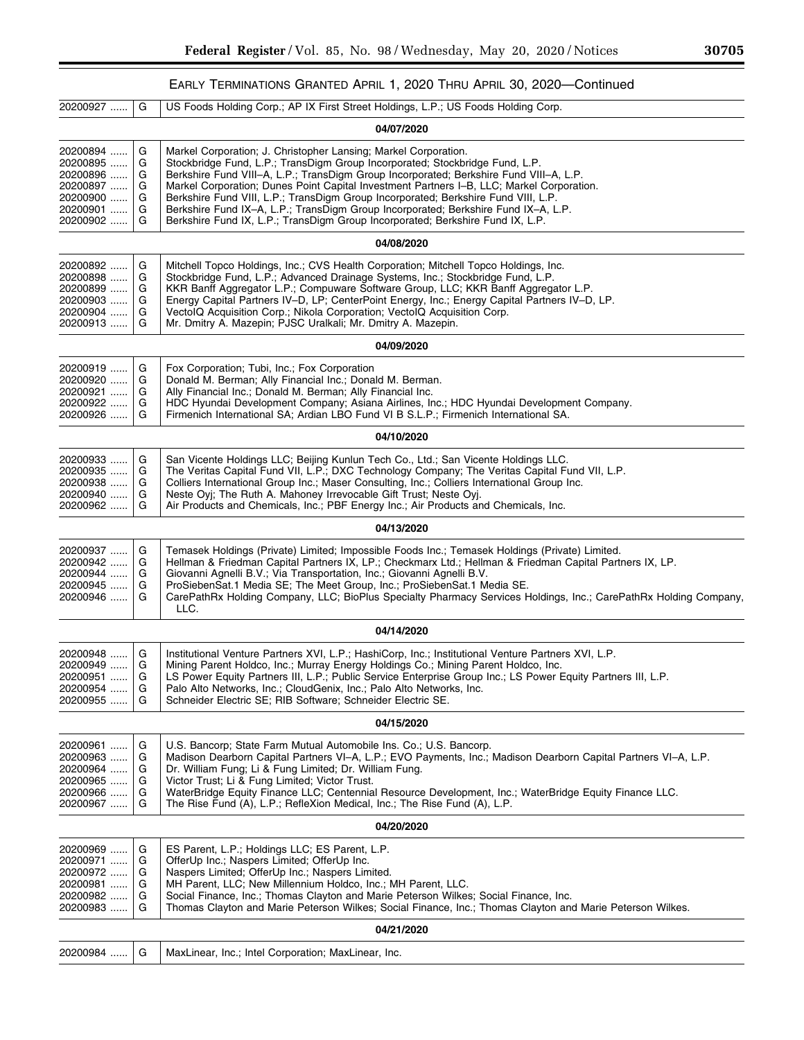## EARLY TERMINATIONS GRANTED APRIL 1, 2020 THRU APRIL 30, 2020—Continued

| | | |
|---|---|---|
| 20200927 ...... | G | US Foods Holding Corp.; AP IX First Street Holdings, L.P.; US Foods Holding Corp. |
| | | **04/07/2020** |
| 20200894 ...... | G | Markel Corporation; J. Christopher Lansing; Markel Corporation. |
| 20200895 ...... | G | Stockbridge Fund, L.P.; TransDigm Group Incorporated; Stockbridge Fund, L.P. |
| 20200896 ...... | G | Berkshire Fund VIII–A, L.P.; TransDigm Group Incorporated; Berkshire Fund VIII–A, L.P. |
| 20200897 ...... | G | Markel Corporation; Dunes Point Capital Investment Partners I–B, LLC; Markel Corporation. |
| 20200900 ...... | G | Berkshire Fund VIII, L.P.; TransDigm Group Incorporated; Berkshire Fund VIII, L.P. |
| 20200901 ...... | G | Berkshire Fund IX–A, L.P.; TransDigm Group Incorporated; Berkshire Fund IX–A, L.P. |
| 20200902 ...... | G | Berkshire Fund IX, L.P.; TransDigm Group Incorporated; Berkshire Fund IX, L.P. |
| | | **04/08/2020** |
| 20200892 ...... | G | Mitchell Topco Holdings, Inc.; CVS Health Corporation; Mitchell Topco Holdings, Inc. |
| 20200898 ...... | G | Stockbridge Fund, L.P.; Advanced Drainage Systems, Inc.; Stockbridge Fund, L.P. |
| 20200899 ...... | G | KKR Banff Aggregator L.P.; Compuware Software Group, LLC; KKR Banff Aggregator L.P. |
| 20200903 ...... | G | Energy Capital Partners IV–D, LP; CenterPoint Energy, Inc.; Energy Capital Partners IV–D, LP. |
| 20200904 ...... | G | VectoIQ Acquisition Corp.; Nikola Corporation; VectoIQ Acquisition Corp. |
| 20200913 ...... | G | Mr. Dmitry A. Mazepin; PJSC Uralkali; Mr. Dmitry A. Mazepin. |
| | | **04/09/2020** |
| 20200919 ...... | G | Fox Corporation; Tubi, Inc.; Fox Corporation |
| 20200920 ...... | G | Donald M. Berman; Ally Financial Inc.; Donald M. Berman. |
| 20200921 ...... | G | Ally Financial Inc.; Donald M. Berman; Ally Financial Inc. |
| 20200922 ...... | G | HDC Hyundai Development Company; Asiana Airlines, Inc.; HDC Hyundai Development Company. |
| 20200926 ...... | G | Firmenich International SA; Ardian LBO Fund VI B S.L.P.; Firmenich International SA. |
| | | **04/10/2020** |
| 20200933 ...... | G | San Vicente Holdings LLC; Beijing Kunlun Tech Co., Ltd.; San Vicente Holdings LLC. |
| 20200935 ...... | G | The Veritas Capital Fund VII, L.P.; DXC Technology Company; The Veritas Capital Fund VII, L.P. |
| 20200938 ...... | G | Colliers International Group Inc.; Maser Consulting, Inc.; Colliers International Group Inc. |
| 20200940 ...... | G | Neste Oyj; The Ruth A. Mahoney Irrevocable Gift Trust; Neste Oyj. |
| 20200962 ...... | G | Air Products and Chemicals, Inc.; PBF Energy Inc.; Air Products and Chemicals, Inc. |
| | | **04/13/2020** |
| 20200937 ...... | G | Temasek Holdings (Private) Limited; Impossible Foods Inc.; Temasek Holdings (Private) Limited. |
| 20200942 ...... | G | Hellman & Friedman Capital Partners IX, LP.; Checkmarx Ltd.; Hellman & Friedman Capital Partners IX, LP. |
| 20200944 ...... | G | Giovanni Agnelli B.V.; Via Transportation, Inc.; Giovanni Agnelli B.V. |
| 20200945 ...... | G | ProSiebenSat.1 Media SE; The Meet Group, Inc.; ProSiebenSat.1 Media SE. |
| 20200946 ...... | G | CarePathRx Holding Company, LLC; BioPlus Specialty Pharmacy Services Holdings, Inc.; CarePathRx Holding Company, LLC. |
| | | **04/14/2020** |
| 20200948 ...... | G | Institutional Venture Partners XVI, L.P.; HashiCorp, Inc.; Institutional Venture Partners XVI, L.P. |
| 20200949 ...... | G | Mining Parent Holdco, Inc.; Murray Energy Holdings Co.; Mining Parent Holdco, Inc. |
| 20200951 ...... | G | LS Power Equity Partners III, L.P.; Public Service Enterprise Group Inc.; LS Power Equity Partners III, L.P. |
| 20200954 ...... | G | Palo Alto Networks, Inc.; CloudGenix, Inc.; Palo Alto Networks, Inc. |
| 20200955 ...... | G | Schneider Electric SE; RIB Software; Schneider Electric SE. |
| | | **04/15/2020** |
| 20200961 ...... | G | U.S. Bancorp; State Farm Mutual Automobile Ins. Co.; U.S. Bancorp. |
| 20200963 ...... | G | Madison Dearborn Capital Partners VI–A, L.P.; EVO Payments, Inc.; Madison Dearborn Capital Partners VI–A, L.P. |
| 20200964 ...... | G | Dr. William Fung; Li & Fung Limited; Dr. William Fung. |
| 20200965 ...... | G | Victor Trust; Li & Fung Limited; Victor Trust. |
| 20200966 ...... | G | WaterBridge Equity Finance LLC; Centennial Resource Development, Inc.; WaterBridge Equity Finance LLC. |
| 20200967 ...... | G | The Rise Fund (A), L.P.; RefleXion Medical, Inc.; The Rise Fund (A), L.P. |
| | | **04/20/2020** |
| 20200969 ...... | G | ES Parent, L.P.; Holdings LLC; ES Parent, L.P. |
| 20200971 ...... | G | OfferUp Inc.; Naspers Limited; OfferUp Inc. |
| 20200972 ...... | G | Naspers Limited; OfferUp Inc.; Naspers Limited. |
| 20200981 ...... | G | MH Parent, LLC; New Millennium Holdco, Inc.; MH Parent, LLC. |
| 20200982 ...... | G | Social Finance, Inc.; Thomas Clayton and Marie Peterson Wilkes; Social Finance, Inc. |
| 20200983 ...... | G | Thomas Clayton and Marie Peterson Wilkes; Social Finance, Inc.; Thomas Clayton and Marie Peterson Wilkes. |
| | | **04/21/2020** |
| 20200984 ...... | G | MaxLinear, Inc.; Intel Corporation; MaxLinear, Inc. |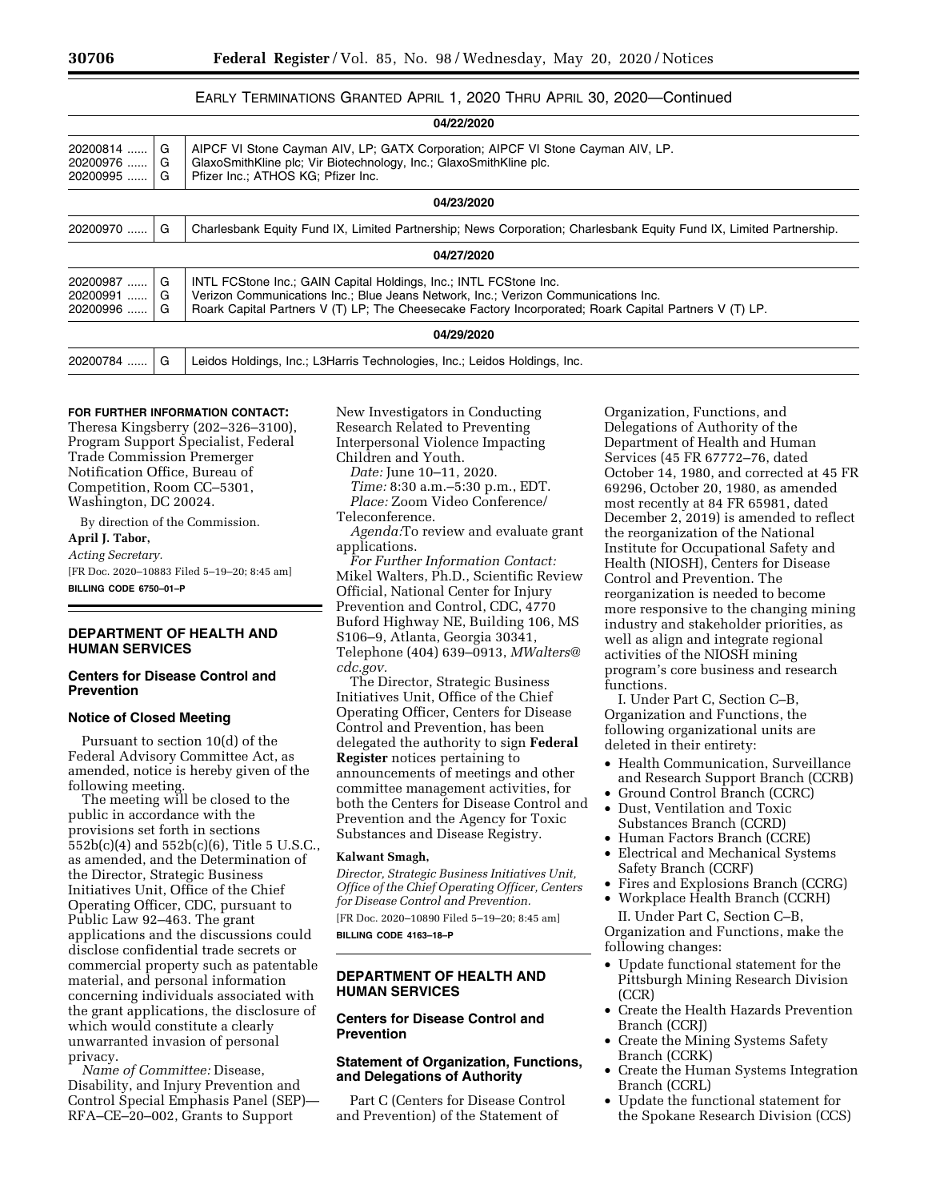EARLY TERMINATIONS GRANTED APRIL 1, 2020 THRU APRIL 30, 2020—Continued

| | | |
|---|---|---|
| **04/22/2020** | | |
| 20200814 ...... | G | AIPCF VI Stone Cayman AIV, LP; GATX Corporation; AIPCF VI Stone Cayman AIV, LP. |
| 20200976 ...... | G | GlaxoSmithKline plc; Vir Biotechnology, Inc.; GlaxoSmithKline plc. |
| 20200995 ...... | G | Pfizer Inc.; ATHOS KG; Pfizer Inc. |
| **04/23/2020** | | |
| 20200970 ...... | G | Charlesbank Equity Fund IX, Limited Partnership; News Corporation; Charlesbank Equity Fund IX, Limited Partnership. |
| **04/27/2020** | | |
| 20200987 ...... | G | INTL FCStone Inc.; GAIN Capital Holdings, Inc.; INTL FCStone Inc. |
| 20200991 ...... | G | Verizon Communications Inc.; Blue Jeans Network, Inc.; Verizon Communications Inc. |
| 20200996 ...... | G | Roark Capital Partners V (T) LP; The Cheesecake Factory Incorporated; Roark Capital Partners V (T) LP. |
| **04/29/2020** | | |
| 20200784 ...... | G | Leidos Holdings, Inc.; L3Harris Technologies, Inc.; Leidos Holdings, Inc. |

**FOR FURTHER INFORMATION CONTACT:** Theresa Kingsberry (202–326–3100), Program Support Specialist, Federal Trade Commission Premerger Notification Office, Bureau of Competition, Room CC–5301, Washington, DC 20024.

By direction of the Commission.

**April J. Tabor,**

*Acting Secretary.*

[FR Doc. 2020–10883 Filed 5–19–20; 8:45 am]

**BILLING CODE 6750–01–P**

## DEPARTMENT OF HEALTH AND HUMAN SERVICES

### Centers for Disease Control and Prevention

### Notice of Closed Meeting

Pursuant to section 10(d) of the Federal Advisory Committee Act, as amended, notice is hereby given of the following meeting.

The meeting will be closed to the public in accordance with the provisions set forth in sections 552b(c)(4) and 552b(c)(6), Title 5 U.S.C., as amended, and the Determination of the Director, Strategic Business Initiatives Unit, Office of the Chief Operating Officer, CDC, pursuant to Public Law 92–463. The grant applications and the discussions could disclose confidential trade secrets or commercial property such as patentable material, and personal information concerning individuals associated with the grant applications, the disclosure of which would constitute a clearly unwarranted invasion of personal privacy.

*Name of Committee:* Disease, Disability, and Injury Prevention and Control Special Emphasis Panel (SEP)—RFA–CE–20–002, Grants to Support New Investigators in Conducting Research Related to Preventing Interpersonal Violence Impacting Children and Youth.

*Date:* June 10–11, 2020.

*Time:* 8:30 a.m.–5:30 p.m., EDT.

*Place:* Zoom Video Conference/ Teleconference.

*Agenda:*To review and evaluate grant applications.

*For Further Information Contact:* Mikel Walters, Ph.D., Scientific Review Official, National Center for Injury Prevention and Control, CDC, 4770 Buford Highway NE, Building 106, MS S106–9, Atlanta, Georgia 30341, Telephone (404) 639–0913, *MWalters@cdc.gov.*

The Director, Strategic Business Initiatives Unit, Office of the Chief Operating Officer, Centers for Disease Control and Prevention, has been delegated the authority to sign **Federal Register** notices pertaining to announcements of meetings and other committee management activities, for both the Centers for Disease Control and Prevention and the Agency for Toxic Substances and Disease Registry.

**Kalwant Smagh,**

*Director, Strategic Business Initiatives Unit, Office of the Chief Operating Officer, Centers for Disease Control and Prevention.*

[FR Doc. 2020–10890 Filed 5–19–20; 8:45 am]

**BILLING CODE 4163–18–P**

## DEPARTMENT OF HEALTH AND HUMAN SERVICES

### Centers for Disease Control and Prevention

### Statement of Organization, Functions, and Delegations of Authority

Part C (Centers for Disease Control and Prevention) of the Statement of Organization, Functions, and Delegations of Authority of the Department of Health and Human Services (45 FR 67772–76, dated October 14, 1980, and corrected at 45 FR 69296, October 20, 1980, as amended most recently at 84 FR 65981, dated December 2, 2019) is amended to reflect the reorganization of the National Institute for Occupational Safety and Health (NIOSH), Centers for Disease Control and Prevention. The reorganization is needed to become more responsive to the changing mining industry and stakeholder priorities, as well as align and integrate regional activities of the NIOSH mining program's core business and research functions.

I. Under Part C, Section C–B, Organization and Functions, the following organizational units are deleted in their entirety:

- Health Communication, Surveillance and Research Support Branch (CCRB)
- Ground Control Branch (CCRC)
- Dust, Ventilation and Toxic Substances Branch (CCRD)
- Human Factors Branch (CCRE)
- Electrical and Mechanical Systems Safety Branch (CCRF)
- Fires and Explosions Branch (CCRG)
- Workplace Health Branch (CCRH)

II. Under Part C, Section C–B, Organization and Functions, make the following changes:

- Update functional statement for the Pittsburgh Mining Research Division (CCR)
- Create the Health Hazards Prevention Branch (CCRJ)
- Create the Mining Systems Safety Branch (CCRK)
- Create the Human Systems Integration Branch (CCRL)
- Update the functional statement for the Spokane Research Division (CCS)